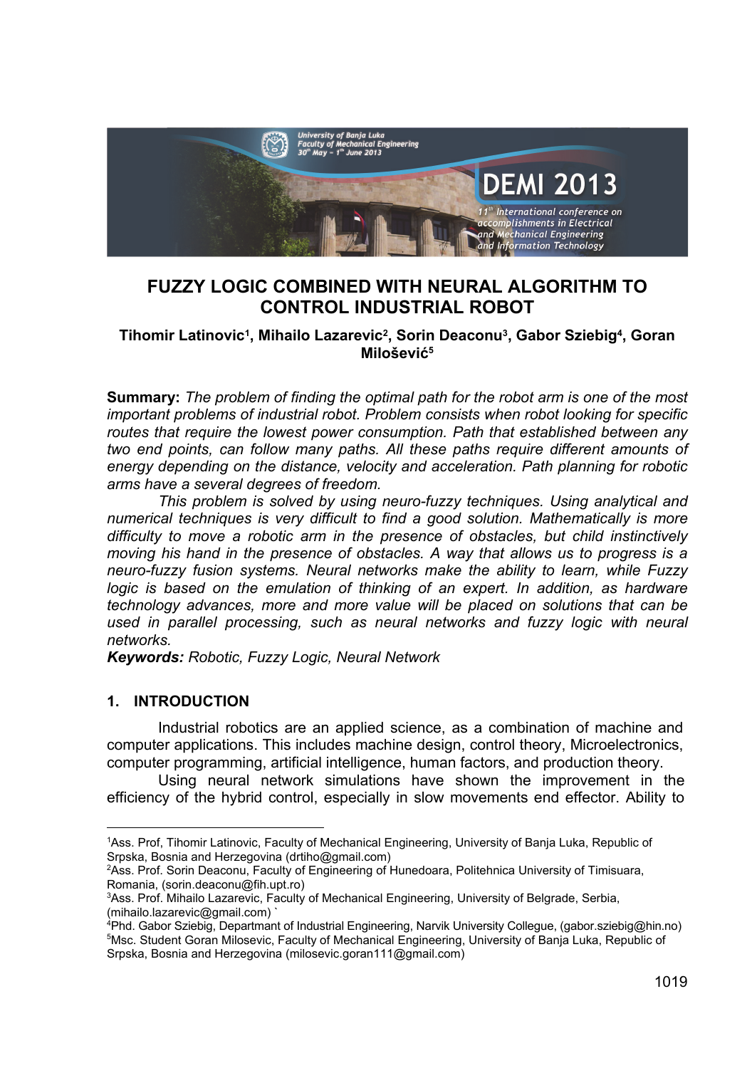# FUZZY LOGIC COMBINED WITH NEURAL ALGORITHM TO CONTROL INDUSTRIAL ROBOT

**Tihomir Latinovic[1], Mihailo Lazarevic[2], Sorin Deaconu[3], Gabor Sziebig[4], Goran Milošević[5]**

**Summary:** *The problem of finding the optimal path for the robot arm is one of the most important problems of industrial robot. Problem consists when robot looking for specific routes that require the lowest power consumption. Path that established between any two end points, can follow many paths. All these paths require different amounts of energy depending on the distance, velocity and acceleration. Path planning for robotic arms have a several degrees of freedom.*

*This problem is solved by using neuro-fuzzy techniques. Using analytical and numerical techniques is very difficult to find a good solution. Mathematically is more difficulty to move a robotic arm in the presence of obstacles, but child instinctively moving his hand in the presence of obstacles. A way that allows us to progress is a neuro-fuzzy fusion systems. Neural networks make the ability to learn, while Fuzzy logic is based on the emulation of thinking of an expert. In addition, as hardware technology advances, more and more value will be placed on solutions that can be used in parallel processing, such as neural networks and fuzzy logic with neural networks.*

***Keywords:*** *Robotic, Fuzzy Logic, Neural Network*

## 1. INTRODUCTION

Industrial robotics are an applied science, as a combination of machine and computer applications. This includes machine design, control theory, Microelectronics, computer programming, artificial intelligence, human factors, and production theory.

Using neural network simulations have shown the improvement in the efficiency of the hybrid control, especially in slow movements end effector. Ability to

---

[1]Ass. Prof, Tihomir Latinovic, Faculty of Mechanical Engineering, University of Banja Luka, Republic of Srpska, Bosnia and Herzegovina (drtiho@gmail.com)

[2]Ass. Prof. Sorin Deaconu, Faculty of Engineering of Hunedoara, Politehnica University of Timisuara, Romania, (sorin.deaconu@fih.upt.ro)

[3]Ass. Prof. Mihailo Lazarevic, Faculty of Mechanical Engineering, University of Belgrade, Serbia, (mihailo.lazarevic@gmail.com) `

[4]Phd. Gabor Sziebig, Departmant of Industrial Engineering, Narvik University Collegue, (gabor.sziebig@hin.no)

[5]Msc. Student Goran Milosevic, Faculty of Mechanical Engineering, University of Banja Luka, Republic of Srpska, Bosnia and Herzegovina (milosevic.goran111@gmail.com)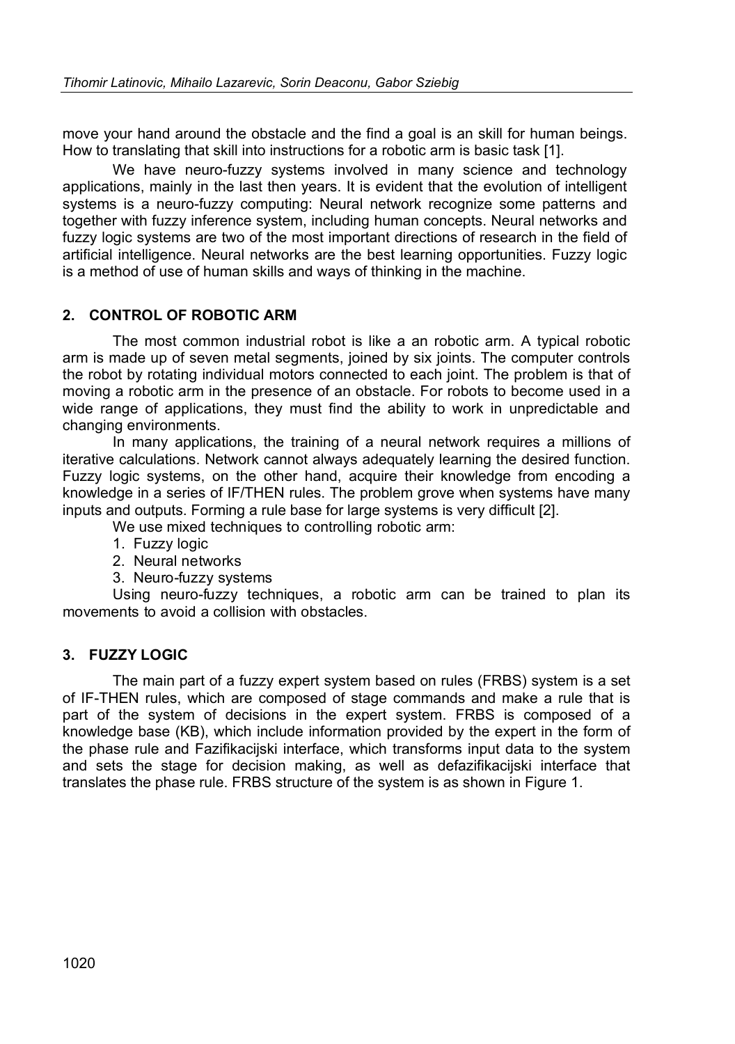move your hand around the obstacle and the find a goal is an skill for human beings. How to translating that skill into instructions for a robotic arm is basic task [1].

We have neuro-fuzzy systems involved in many science and technology applications, mainly in the last then years. It is evident that the evolution of intelligent systems is a neuro-fuzzy computing: Neural network recognize some patterns and together with fuzzy inference system, including human concepts. Neural networks and fuzzy logic systems are two of the most important directions of research in the field of artificial intelligence. Neural networks are the best learning opportunities. Fuzzy logic is a method of use of human skills and ways of thinking in the machine.

## 2. CONTROL OF ROBOTIC ARM

The most common industrial robot is like a an robotic arm. A typical robotic arm is made up of seven metal segments, joined by six joints. The computer controls the robot by rotating individual motors connected to each joint. The problem is that of moving a robotic arm in the presence of an obstacle. For robots to become used in a wide range of applications, they must find the ability to work in unpredictable and changing environments.

In many applications, the training of a neural network requires a millions of iterative calculations. Network cannot always adequately learning the desired function. Fuzzy logic systems, on the other hand, acquire their knowledge from encoding a knowledge in a series of IF/THEN rules. The problem grove when systems have many inputs and outputs. Forming a rule base for large systems is very difficult [2].

We use mixed techniques to controlling robotic arm:

1. Fuzzy logic
2. Neural networks
3. Neuro-fuzzy systems

Using neuro-fuzzy techniques, a robotic arm can be trained to plan its movements to avoid a collision with obstacles.

## 3. FUZZY LOGIC

The main part of a fuzzy expert system based on rules (FRBS) system is a set of IF-THEN rules, which are composed of stage commands and make a rule that is part of the system of decisions in the expert system. FRBS is composed of a knowledge base (KB), which include information provided by the expert in the form of the phase rule and Fazifikacijski interface, which transforms input data to the system and sets the stage for decision making, as well as defazifikacijski interface that translates the phase rule. FRBS structure of the system is as shown in Figure 1.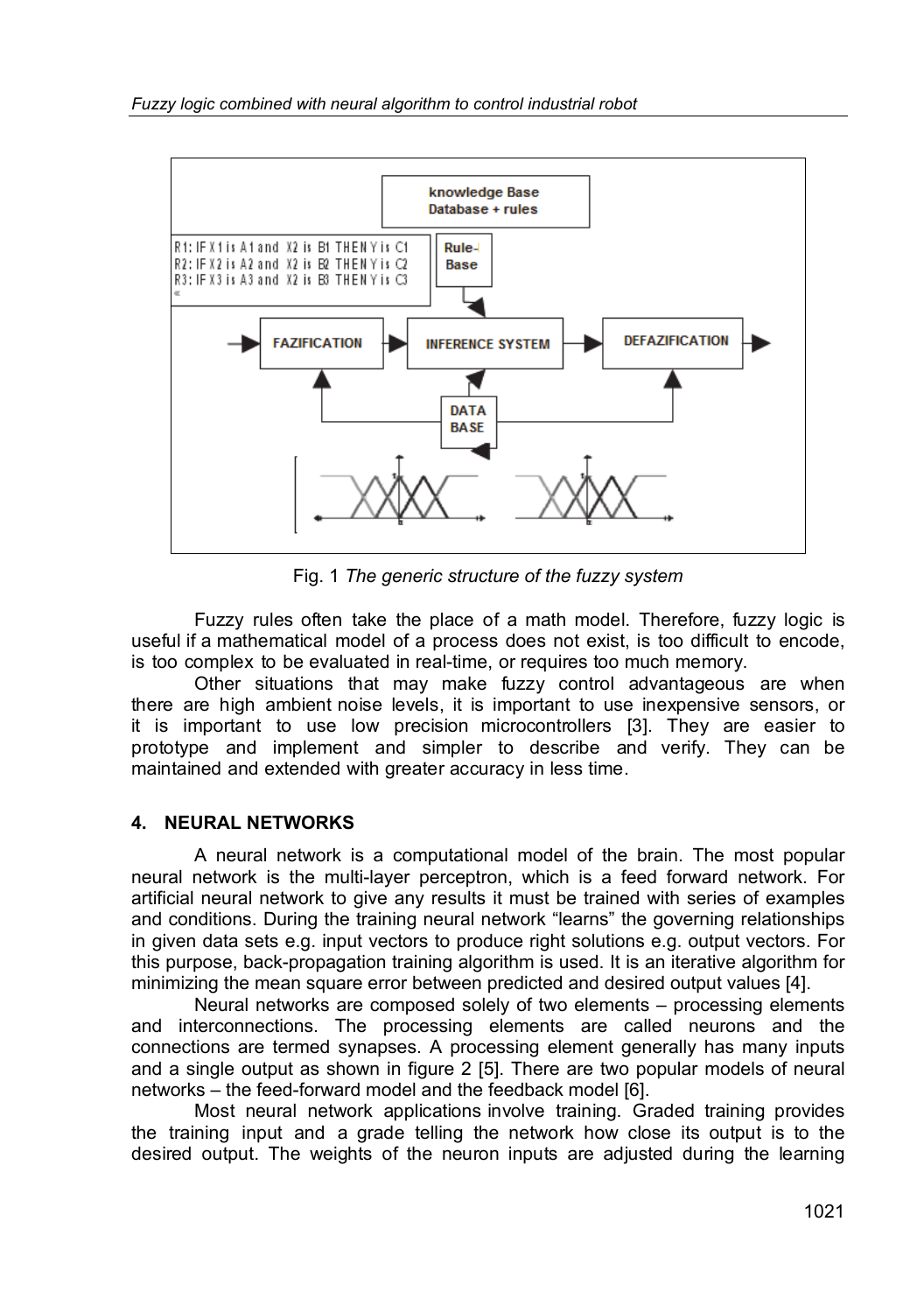Fig. 1 *The generic structure of the fuzzy system*

Fuzzy rules often take the place of a math model. Therefore, fuzzy logic is useful if a mathematical model of a process does not exist, is too difficult to encode, is too complex to be evaluated in real-time, or requires too much memory.

Other situations that may make fuzzy control advantageous are when there are high ambient noise levels, it is important to use inexpensive sensors, or it is important to use low precision microcontrollers [3]. They are easier to prototype and implement and simpler to describe and verify. They can be maintained and extended with greater accuracy in less time.

## 4. NEURAL NETWORKS

A neural network is a computational model of the brain. The most popular neural network is the multi-layer perceptron, which is a feed forward network. For artificial neural network to give any results it must be trained with series of examples and conditions. During the training neural network "learns" the governing relationships in given data sets e.g. input vectors to produce right solutions e.g. output vectors. For this purpose, back-propagation training algorithm is used. It is an iterative algorithm for minimizing the mean square error between predicted and desired output values [4].

Neural networks are composed solely of two elements – processing elements and interconnections. The processing elements are called neurons and the connections are termed synapses. A processing element generally has many inputs and a single output as shown in figure 2 [5]. There are two popular models of neural networks – the feed-forward model and the feedback model [6].

Most neural network applications involve training. Graded training provides the training input and a grade telling the network how close its output is to the desired output. The weights of the neuron inputs are adjusted during the learning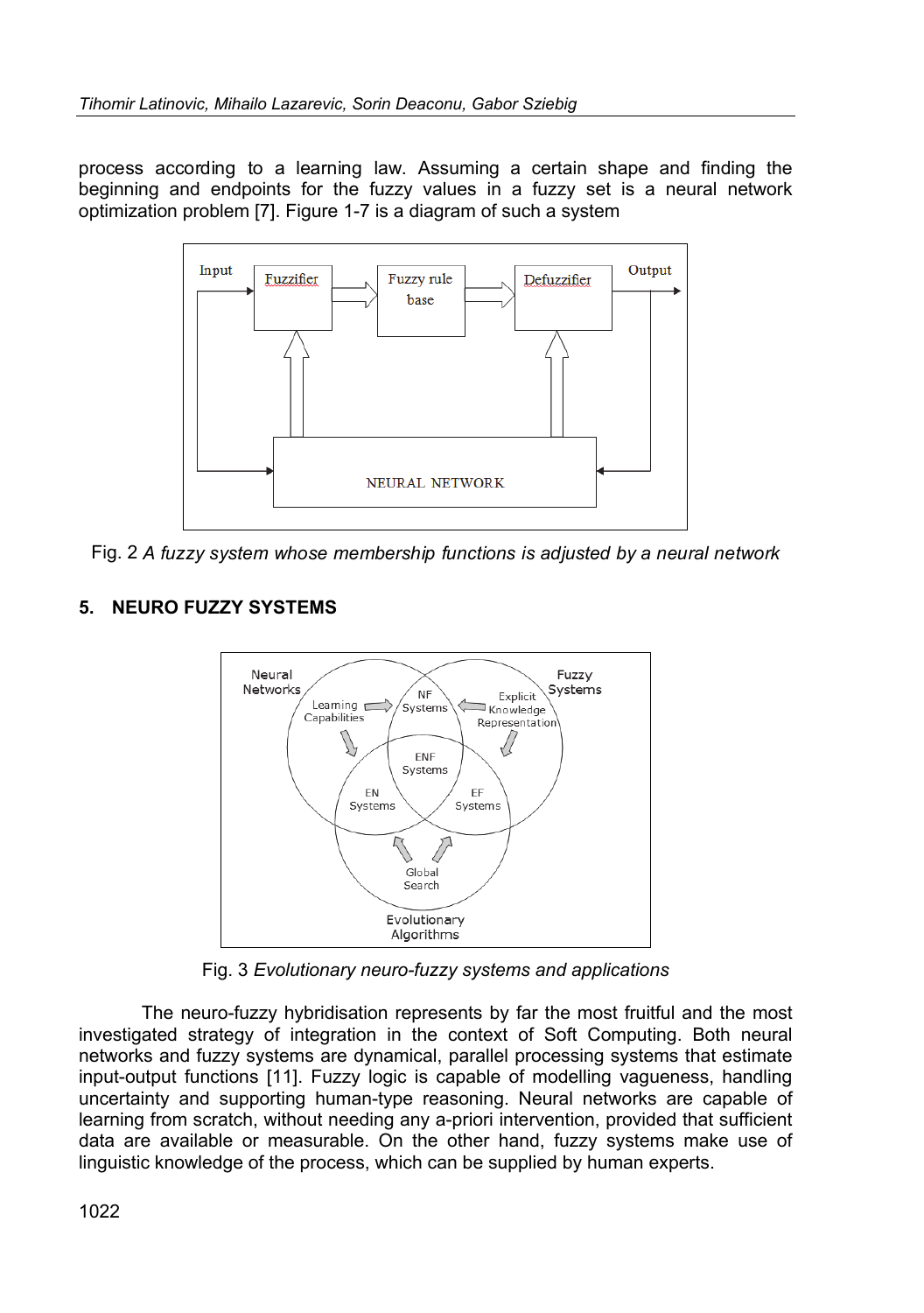process according to a learning law. Assuming a certain shape and finding the beginning and endpoints for the fuzzy values in a fuzzy set is a neural network optimization problem [7]. Figure 1-7 is a diagram of such a system

Fig. 2 *A fuzzy system whose membership functions is adjusted by a neural network*

## 5. NEURO FUZZY SYSTEMS

Fig. 3 *Evolutionary neuro-fuzzy systems and applications*

The neuro-fuzzy hybridisation represents by far the most fruitful and the most investigated strategy of integration in the context of Soft Computing. Both neural networks and fuzzy systems are dynamical, parallel processing systems that estimate input-output functions [11]. Fuzzy logic is capable of modelling vagueness, handling uncertainty and supporting human-type reasoning. Neural networks are capable of learning from scratch, without needing any a-priori intervention, provided that sufficient data are available or measurable. On the other hand, fuzzy systems make use of linguistic knowledge of the process, which can be supplied by human experts.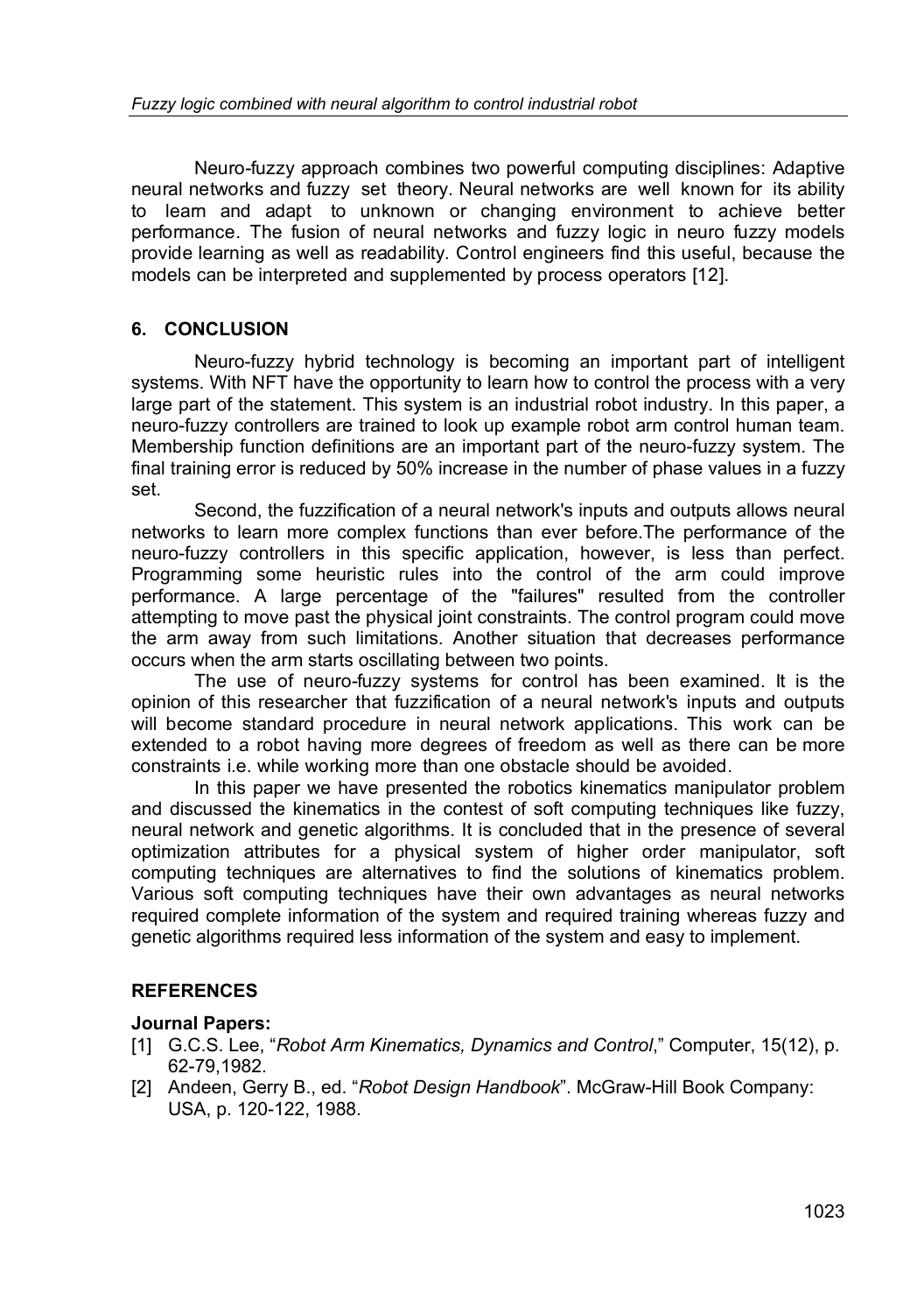Neuro-fuzzy approach combines two powerful computing disciplines: Adaptive neural networks and fuzzy set theory. Neural networks are well known for its ability to learn and adapt to unknown or changing environment to achieve better performance. The fusion of neural networks and fuzzy logic in neuro fuzzy models provide learning as well as readability. Control engineers find this useful, because the models can be interpreted and supplemented by process operators [12].

## 6. CONCLUSION

Neuro-fuzzy hybrid technology is becoming an important part of intelligent systems. With NFT have the opportunity to learn how to control the process with a very large part of the statement. This system is an industrial robot industry. In this paper, a neuro-fuzzy controllers are trained to look up example robot arm control human team. Membership function definitions are an important part of the neuro-fuzzy system. The final training error is reduced by 50% increase in the number of phase values in a fuzzy set.

Second, the fuzzification of a neural network's inputs and outputs allows neural networks to learn more complex functions than ever before.The performance of the neuro-fuzzy controllers in this specific application, however, is less than perfect. Programming some heuristic rules into the control of the arm could improve performance. A large percentage of the "failures" resulted from the controller attempting to move past the physical joint constraints. The control program could move the arm away from such limitations. Another situation that decreases performance occurs when the arm starts oscillating between two points.

The use of neuro-fuzzy systems for control has been examined. It is the opinion of this researcher that fuzzification of a neural network's inputs and outputs will become standard procedure in neural network applications. This work can be extended to a robot having more degrees of freedom as well as there can be more constraints i.e. while working more than one obstacle should be avoided.

In this paper we have presented the robotics kinematics manipulator problem and discussed the kinematics in the contest of soft computing techniques like fuzzy, neural network and genetic algorithms. It is concluded that in the presence of several optimization attributes for a physical system of higher order manipulator, soft computing techniques are alternatives to find the solutions of kinematics problem. Various soft computing techniques have their own advantages as neural networks required complete information of the system and required training whereas fuzzy and genetic algorithms required less information of the system and easy to implement.

## REFERENCES

### Journal Papers:

[1] G.C.S. Lee, "*Robot Arm Kinematics, Dynamics and Control*," Computer, 15(12), p. 62-79,1982.

[2] Andeen, Gerry B., ed. "*Robot Design Handbook*". McGraw-Hill Book Company: USA, p. 120-122, 1988.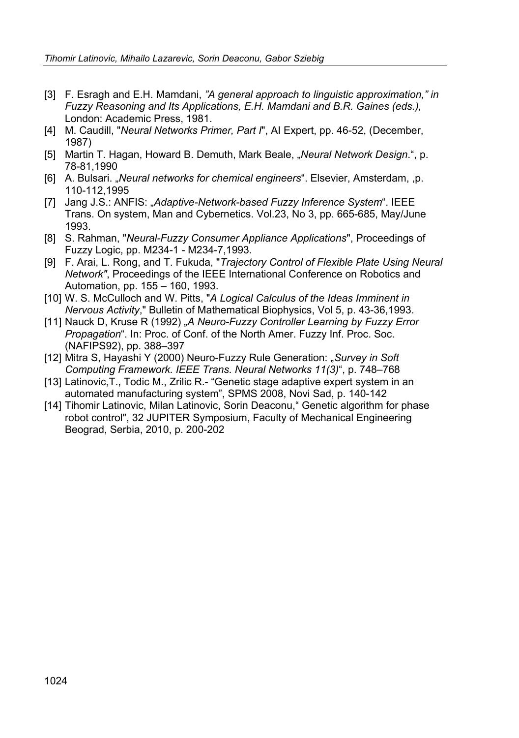[3] F. Esragh and E.H. Mamdani, *"A general approach to linguistic approximation," in Fuzzy Reasoning and Its Applications, E.H. Mamdani and B.R. Gaines (eds.),* London: Academic Press, 1981.

[4] M. Caudill, "*Neural Networks Primer, Part I*", AI Expert, pp. 46-52, (December, 1987)

[5] Martin T. Hagan, Howard B. Demuth, Mark Beale, „*Neural Network Design*.", p. 78-81,1990

[6] A. Bulsari. „*Neural networks for chemical engineers*". Elsevier, Amsterdam, ,p. 110-112,1995

[7] Jang J.S.: ANFIS: „*Adaptive-Network-based Fuzzy Inference System*". IEEE Trans. On system, Man and Cybernetics. Vol.23, No 3, pp. 665-685, May/June 1993.

[8] S. Rahman, "*Neural-Fuzzy Consumer Appliance Applications*", Proceedings of Fuzzy Logic, pp. M234-1 - M234-7,1993.

[9] F. Arai, L. Rong, and T. Fukuda, "*Trajectory Control of Flexible Plate Using Neural Network"*, Proceedings of the IEEE International Conference on Robotics and Automation, pp. 155 – 160, 1993.

[10] W. S. McCulloch and W. Pitts, "*A Logical Calculus of the Ideas Imminent in Nervous Activity*," Bulletin of Mathematical Biophysics, Vol 5, p. 43-36,1993.

[11] Nauck D, Kruse R (1992) *„A Neuro-Fuzzy Controller Learning by Fuzzy Error Propagation*". In: Proc. of Conf. of the North Amer. Fuzzy Inf. Proc. Soc. (NAFIPS92), pp. 388–397

[12] Mitra S, Hayashi Y (2000) Neuro-Fuzzy Rule Generation: „*Survey in Soft Computing Framework. IEEE Trans. Neural Networks 11(3)*", p. 748–768

[13] Latinovic,T., Todic M., Zrilic R.- "Genetic stage adaptive expert system in an automated manufacturing system", SPMS 2008, Novi Sad, p. 140-142

[14] Tihomir Latinovic, Milan Latinovic, Sorin Deaconu," Genetic algorithm for phase robot control", 32 JUPITER Symposium, Faculty of Mechanical Engineering Beograd, Serbia, 2010, p. 200-202